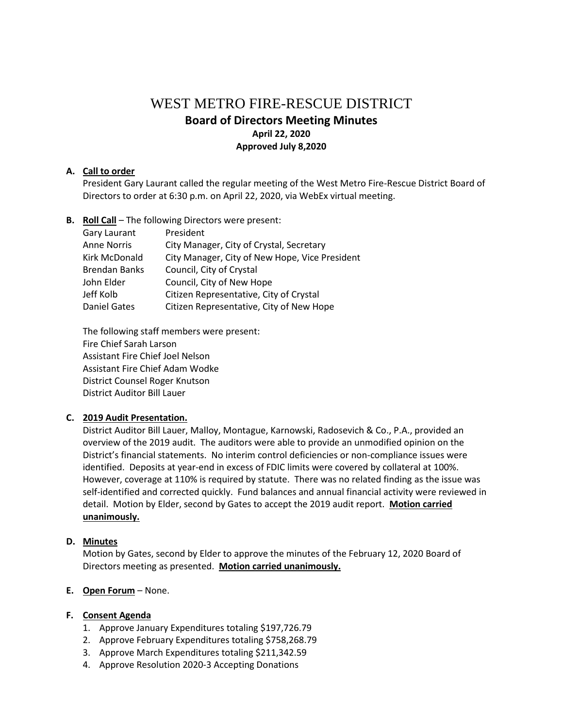# WEST METRO FIRE-RESCUE DISTRICT

## Board of Directors Meeting Minutes

**April 22, 2020**

**Approved July 8,2020**

**A. Call to order**

President Gary Laurant called the regular meeting of the West Metro Fire-Rescue District Board of Directors to order at 6:30 p.m. on April 22, 2020, via WebEx virtual meeting.

**B. Roll Call** – The following Directors were present:

| | |
|---|---|
| Gary Laurant | President |
| Anne Norris | City Manager, City of Crystal, Secretary |
| Kirk McDonald | City Manager, City of New Hope, Vice President |
| Brendan Banks | Council, City of Crystal |
| John Elder | Council, City of New Hope |
| Jeff Kolb | Citizen Representative, City of Crystal |
| Daniel Gates | Citizen Representative, City of New Hope |

The following staff members were present:
Fire Chief Sarah Larson
Assistant Fire Chief Joel Nelson
Assistant Fire Chief Adam Wodke
District Counsel Roger Knutson
District Auditor Bill Lauer

**C. 2019 Audit Presentation.**

District Auditor Bill Lauer, Malloy, Montague, Karnowski, Radosevich & Co., P.A., provided an overview of the 2019 audit. The auditors were able to provide an unmodified opinion on the District's financial statements. No interim control deficiencies or non-compliance issues were identified. Deposits at year-end in excess of FDIC limits were covered by collateral at 100%. However, coverage at 110% is required by statute. There was no related finding as the issue was self-identified and corrected quickly. Fund balances and annual financial activity were reviewed in detail. Motion by Elder, second by Gates to accept the 2019 audit report. **Motion carried unanimously.**

**D. Minutes**

Motion by Gates, second by Elder to approve the minutes of the February 12, 2020 Board of Directors meeting as presented. **Motion carried unanimously.**

**E. Open Forum** – None.

**F. Consent Agenda**

1. Approve January Expenditures totaling $197,726.79
2. Approve February Expenditures totaling $758,268.79
3. Approve March Expenditures totaling $211,342.59
4. Approve Resolution 2020-3 Accepting Donations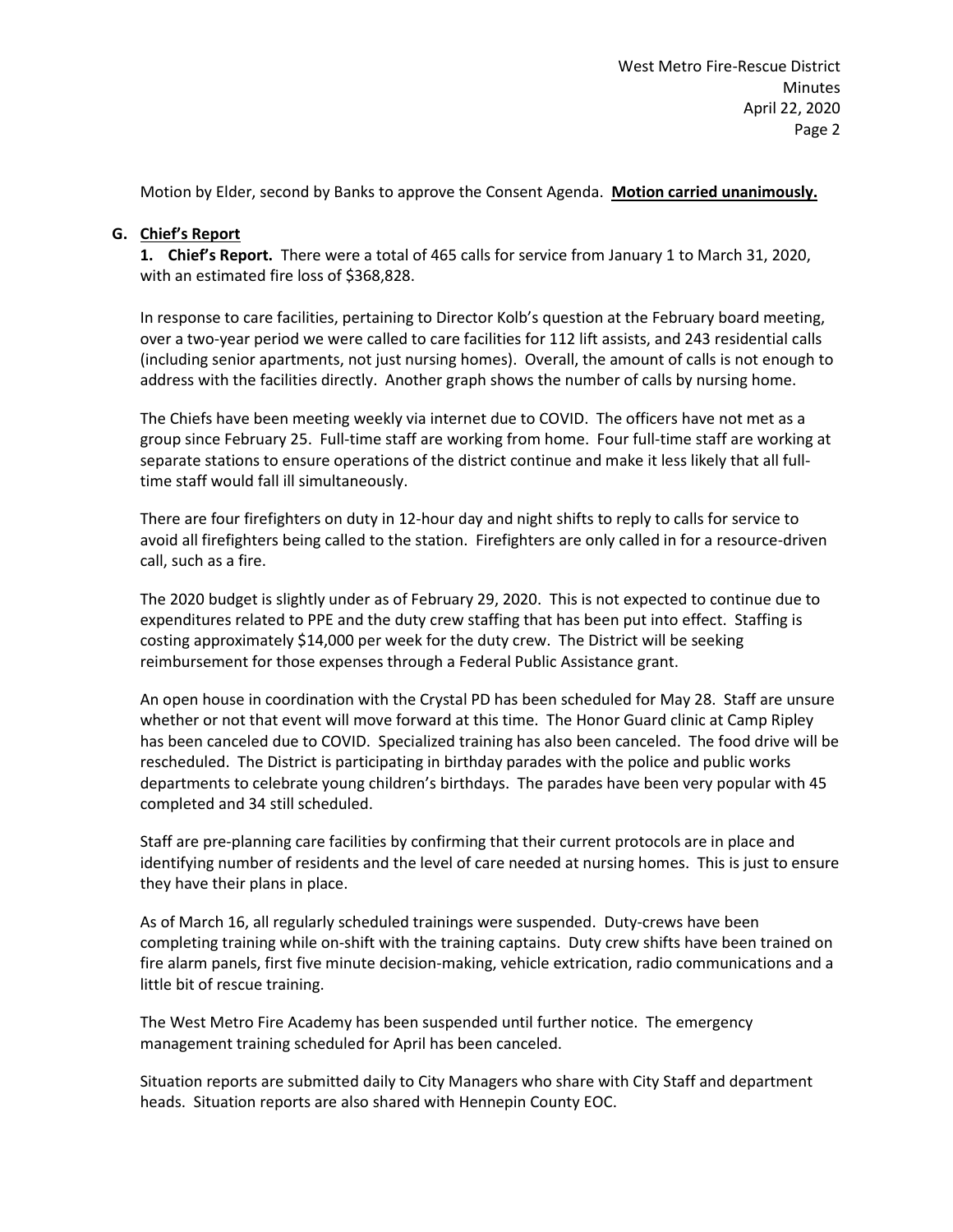Motion by Elder, second by Banks to approve the Consent Agenda. **Motion carried unanimously.**

**G. Chief's Report**

**1. Chief's Report.** There were a total of 465 calls for service from January 1 to March 31, 2020, with an estimated fire loss of $368,828.

In response to care facilities, pertaining to Director Kolb's question at the February board meeting, over a two-year period we were called to care facilities for 112 lift assists, and 243 residential calls (including senior apartments, not just nursing homes). Overall, the amount of calls is not enough to address with the facilities directly. Another graph shows the number of calls by nursing home.

The Chiefs have been meeting weekly via internet due to COVID. The officers have not met as a group since February 25. Full-time staff are working from home. Four full-time staff are working at separate stations to ensure operations of the district continue and make it less likely that all full-time staff would fall ill simultaneously.

There are four firefighters on duty in 12-hour day and night shifts to reply to calls for service to avoid all firefighters being called to the station. Firefighters are only called in for a resource-driven call, such as a fire.

The 2020 budget is slightly under as of February 29, 2020. This is not expected to continue due to expenditures related to PPE and the duty crew staffing that has been put into effect. Staffing is costing approximately $14,000 per week for the duty crew. The District will be seeking reimbursement for those expenses through a Federal Public Assistance grant.

An open house in coordination with the Crystal PD has been scheduled for May 28. Staff are unsure whether or not that event will move forward at this time. The Honor Guard clinic at Camp Ripley has been canceled due to COVID. Specialized training has also been canceled. The food drive will be rescheduled. The District is participating in birthday parades with the police and public works departments to celebrate young children's birthdays. The parades have been very popular with 45 completed and 34 still scheduled.

Staff are pre-planning care facilities by confirming that their current protocols are in place and identifying number of residents and the level of care needed at nursing homes. This is just to ensure they have their plans in place.

As of March 16, all regularly scheduled trainings were suspended. Duty-crews have been completing training while on-shift with the training captains. Duty crew shifts have been trained on fire alarm panels, first five minute decision-making, vehicle extrication, radio communications and a little bit of rescue training.

The West Metro Fire Academy has been suspended until further notice. The emergency management training scheduled for April has been canceled.

Situation reports are submitted daily to City Managers who share with City Staff and department heads. Situation reports are also shared with Hennepin County EOC.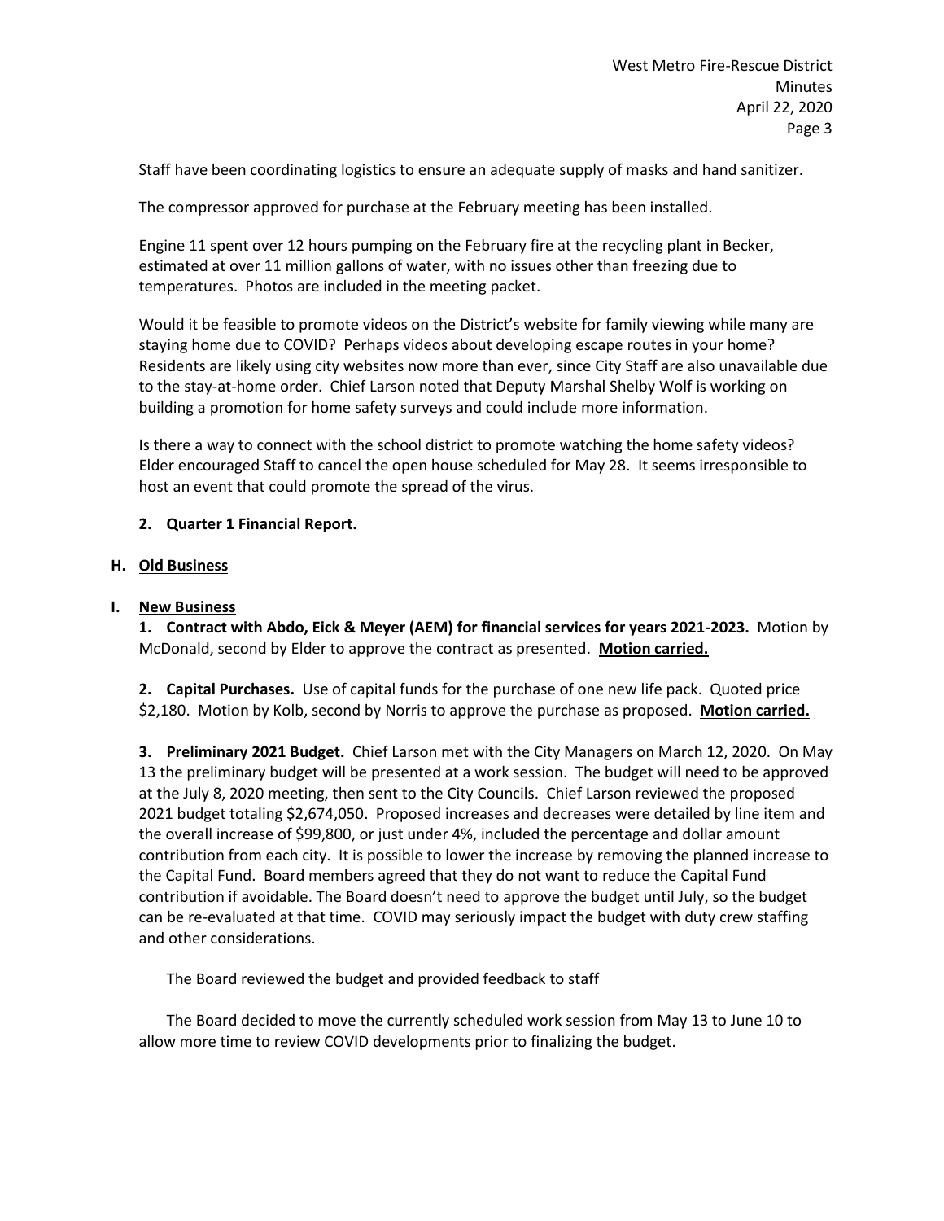Staff have been coordinating logistics to ensure an adequate supply of masks and hand sanitizer.

The compressor approved for purchase at the February meeting has been installed.

Engine 11 spent over 12 hours pumping on the February fire at the recycling plant in Becker, estimated at over 11 million gallons of water, with no issues other than freezing due to temperatures. Photos are included in the meeting packet.

Would it be feasible to promote videos on the District's website for family viewing while many are staying home due to COVID? Perhaps videos about developing escape routes in your home? Residents are likely using city websites now more than ever, since City Staff are also unavailable due to the stay-at-home order. Chief Larson noted that Deputy Marshal Shelby Wolf is working on building a promotion for home safety surveys and could include more information.

Is there a way to connect with the school district to promote watching the home safety videos? Elder encouraged Staff to cancel the open house scheduled for May 28. It seems irresponsible to host an event that could promote the spread of the virus.

**2. Quarter 1 Financial Report.**

## H. Old Business

## I. New Business

**1. Contract with Abdo, Eick & Meyer (AEM) for financial services for years 2021-2023.** Motion by McDonald, second by Elder to approve the contract as presented. **Motion carried.**

**2. Capital Purchases.** Use of capital funds for the purchase of one new life pack. Quoted price $2,180. Motion by Kolb, second by Norris to approve the purchase as proposed. **Motion carried.**

**3. Preliminary 2021 Budget.** Chief Larson met with the City Managers on March 12, 2020. On May 13 the preliminary budget will be presented at a work session. The budget will need to be approved at the July 8, 2020 meeting, then sent to the City Councils. Chief Larson reviewed the proposed 2021 budget totaling $2,674,050. Proposed increases and decreases were detailed by line item and the overall increase of $99,800, or just under 4%, included the percentage and dollar amount contribution from each city. It is possible to lower the increase by removing the planned increase to the Capital Fund. Board members agreed that they do not want to reduce the Capital Fund contribution if avoidable. The Board doesn't need to approve the budget until July, so the budget can be re-evaluated at that time. COVID may seriously impact the budget with duty crew staffing and other considerations.

The Board reviewed the budget and provided feedback to staff

The Board decided to move the currently scheduled work session from May 13 to June 10 to allow more time to review COVID developments prior to finalizing the budget.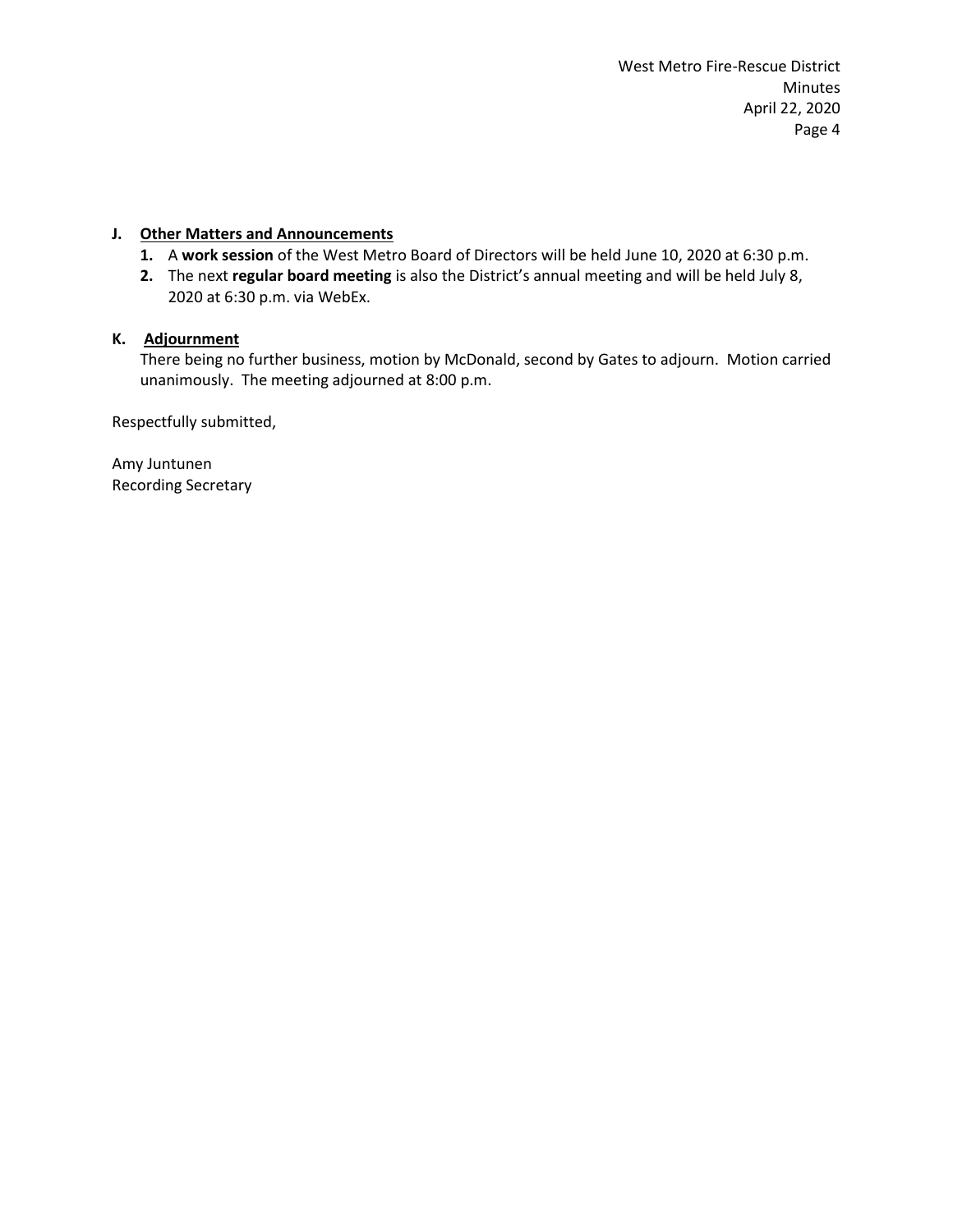**J. Other Matters and Announcements**

1. A **work session** of the West Metro Board of Directors will be held June 10, 2020 at 6:30 p.m.
2. The next **regular board meeting** is also the District's annual meeting and will be held July 8, 2020 at 6:30 p.m. via WebEx.

**K. Adjournment**

There being no further business, motion by McDonald, second by Gates to adjourn. Motion carried unanimously. The meeting adjourned at 8:00 p.m.

Respectfully submitted,

Amy Juntunen
Recording Secretary